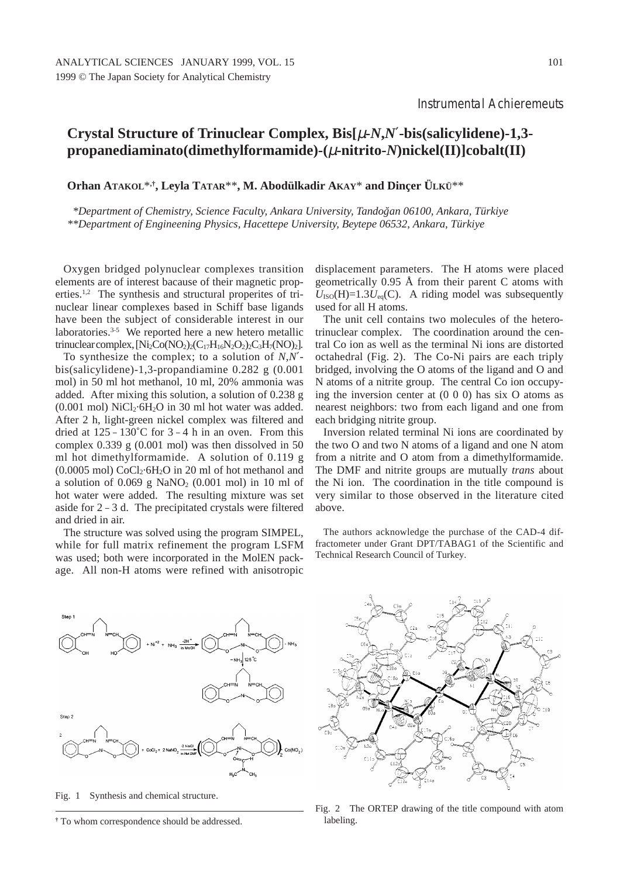*Instrumental Achieremeuts*

# Crystal Structure of Trinuclear Complex, Bis[$\mu$-*N*,*N*′-bis(salicylidene)-1,3-propanediaminato(dimethylformamide)-($\mu$-nitrito-*N*)nickel(II)]cobalt(II)

**Orhan ATAKOL*,†, Leyla TATAR**, M. Abodülkadir AKAY* and Dinçer ÜLKÜ****

*\*Department of Chemistry, Science Faculty, Ankara University, Tandoğan 06100, Ankara, Türkiye*
*\*\*Department of Engineening Physics, Hacettepe University, Beytepe 06532, Ankara, Türkiye*

Oxygen bridged polynuclear complexes transition elements are of interest bacause of their magnetic properties.[1,2] The synthesis and structural properites of trinuclear linear complexes based in Schiff base ligands have been the subject of considerable interest in our laboratories.[3-5] We reported here a new hetero metallic trinuclear complex, $[Ni_2Co(NO_2)_2(C_{17}H_{16}N_2O_2)_2C_3H_7(NO)_2]$.

To synthesize the complex; to a solution of *N*,*N*′-bis(salicylidene)-1,3-propandiamine 0.282 g (0.001 mol) in 50 ml hot methanol, 10 ml, 20% ammonia was added. After mixing this solution, a solution of 0.238 g (0.001 mol) $NiCl_2 \cdot 6H_2O$ in 30 ml hot water was added. After 2 h, light-green nickel complex was filtered and dried at 125 – 130˚C for 3 – 4 h in an oven. From this complex 0.339 g (0.001 mol) was then dissolved in 50 ml hot dimethylformamide. A solution of 0.119 g (0.0005 mol) $CoCl_2 \cdot 6H_2O$ in 20 ml of hot methanol and a solution of 0.069 g $NaNO_2$ (0.001 mol) in 10 ml of hot water were added. The resulting mixture was set aside for 2 – 3 d. The precipitated crystals were filtered and dried in air.

The structure was solved using the program SIMPEL, while for full matrix refinement the program LSFM was used; both were incorporated in the MolEN package. All non-H atoms were refined with anisotropic displacement parameters. The H atoms were placed geometrically 0.95 Å from their parent C atoms with $U_{ISO}(H)=1.3U_{eq}(C)$. A riding model was subsequently used for all H atoms.

The unit cell contains two molecules of the heterotrinuclear complex. The coordination around the central Co ion as well as the terminal Ni ions are distorted octahedral (Fig. 2). The Co-Ni pairs are each triply bridged, involving the O atoms of the ligand and O and N atoms of a nitrite group. The central Co ion occupying the inversion center at (0 0 0) has six O atoms as nearest neighbors: two from each ligand and one from each bridging nitrite group.

Inversion related terminal Ni ions are coordinated by the two O and two N atoms of a ligand and one N atom from a nitrite and O atom from a dimethylformamide. The DMF and nitrite groups are mutually *trans* about the Ni ion. The coordination in the title compound is very similar to those observed in the literature cited above.

The authors acknowledge the purchase of the CAD-4 diffractometer under Grant DPT/TABAG1 of the Scientific and Technical Research Council of Turkey.

Fig. 1 Synthesis and chemical structure.

Fig. 2 The ORTEP drawing of the title compound with atom labeling.

† To whom correspondence should be addressed.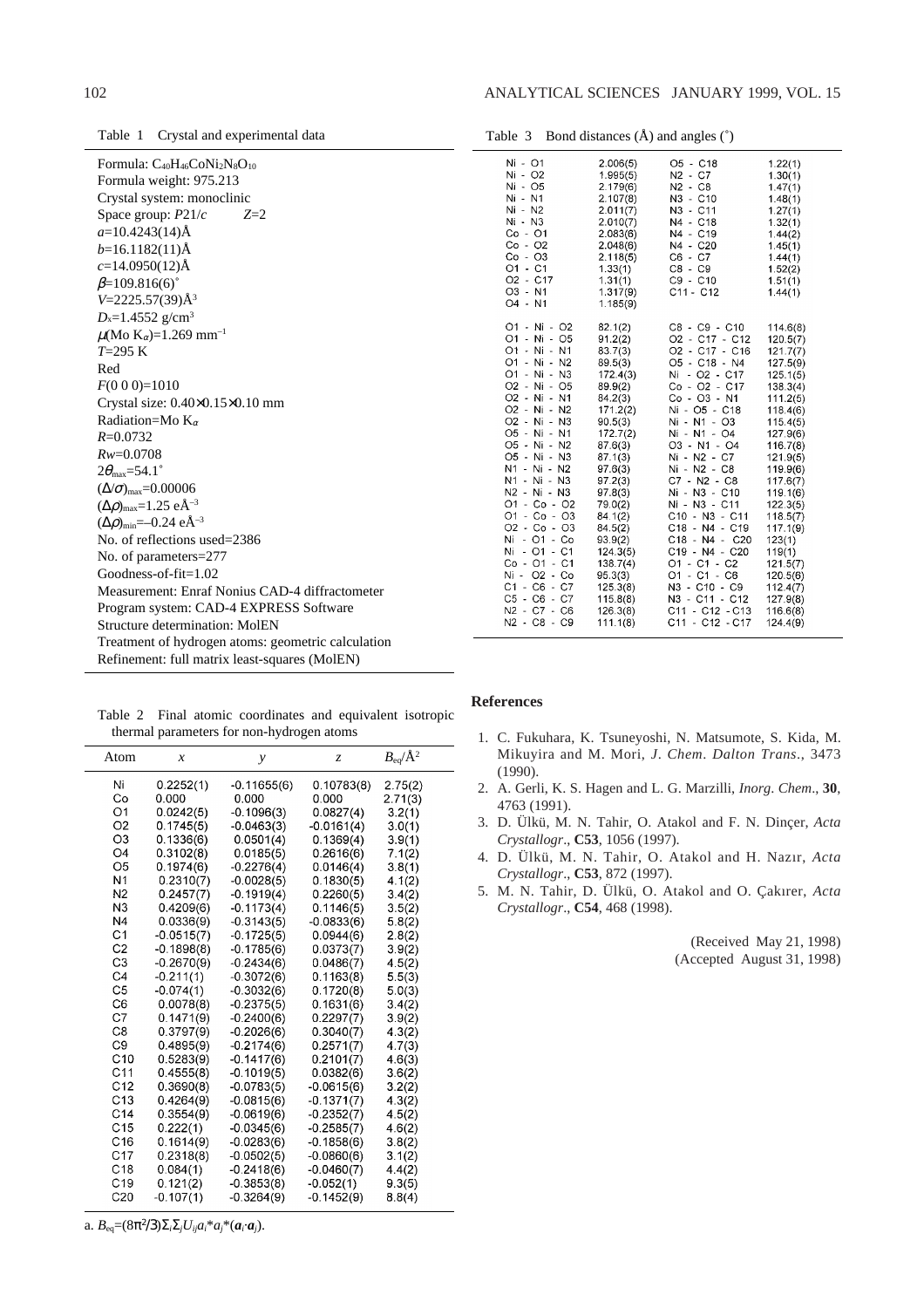Table 1 Crystal and experimental data

| |
|---|
| Formula: $C_{40}H_{46}CoNi_2N_8O_{10}$ |
| Formula weight: 975.213 |
| Crystal system: monoclinic |
| Space group: $P2_1/c$ $Z$=2 |
| $a$=10.4243(14)Å |
| $b$=16.1182(11)Å |
| $c$=14.0950(12)Å |
| $\beta$=109.816(6)˚ |
| $V$=2225.57(39)Å$^3$ |
| $D_x$=1.4552 g/cm$^3$ |
| $\mu$(Mo K$_\alpha$)=1.269 mm$^{-1}$ |
| $T$=295 K |
| Red |
| $F$(0 0 0)=1010 |
| Crystal size: 0.40×0.15×0.10 mm |
| Radiation=Mo K$_\alpha$ |
| $R$=0.0732 |
| $Rw$=0.0708 |
| $2\theta_{max}$=54.1˚ |
| $(\Delta/\sigma)_{max}$=0.00006 |
| $(\Delta\rho)_{max}$=1.25 eÅ$^{-3}$ |
| $(\Delta\rho)_{min}$=–0.24 eÅ$^{-3}$ |
| No. of reflections used=2386 |
| No. of parameters=277 |
| Goodness-of-fit=1.02 |
| Measurement: Enraf Nonius CAD-4 diffractometer |
| Program system: CAD-4 EXPRESS Software |
| Structure determination: MolEN |
| Treatment of hydrogen atoms: geometric calculation |
| Refinement: full matrix least-squares (MolEN) |

Table 2 Final atomic coordinates and equivalent isotropic thermal parameters for non-hydrogen atoms

| Atom | $x$ | $y$ | $z$ | $B_{eq}$/Å$^2$ |
|---|---|---|---|---|
| Ni | 0.2252(1) | -0.11655(6) | 0.10783(8) | 2.75(2) |
| Co | 0.000 | 0.000 | 0.000 | 2.71(3) |
| O1 | 0.0242(5) | -0.1096(3) | 0.0827(4) | 3.2(1) |
| O2 | 0.1745(5) | -0.0463(3) | -0.0161(4) | 3.0(1) |
| O3 | 0.1336(6) | 0.0501(4) | 0.1369(4) | 3.9(1) |
| O4 | 0.3102(8) | 0.0185(5) | 0.2616(6) | 7.1(2) |
| O5 | 0.1974(6) | -0.2276(4) | 0.0146(4) | 3.8(1) |
| N1 | 0.2310(7) | -0.0028(5) | 0.1830(5) | 4.1(2) |
| N2 | 0.2457(7) | -0.1919(4) | 0.2260(5) | 3.4(2) |
| N3 | 0.4209(6) | -0.1173(4) | 0.1146(5) | 3.5(2) |
| N4 | 0.0336(9) | -0.3143(5) | -0.0833(6) | 5.8(2) |
| C1 | -0.0515(7) | -0.1725(5) | 0.0944(6) | 2.8(2) |
| C2 | -0.1898(8) | -0.1785(6) | 0.0373(7) | 3.9(2) |
| C3 | -0.2670(9) | -0.2434(6) | 0.0486(7) | 4.5(2) |
| C4 | -0.211(1) | -0.3072(6) | 0.1163(8) | 5.5(3) |
| C5 | -0.074(1) | -0.3032(6) | 0.1720(8) | 5.0(3) |
| C6 | 0.0078(8) | -0.2375(5) | 0.1631(6) | 3.4(2) |
| C7 | 0.1471(9) | -0.2400(6) | 0.2297(7) | 3.9(2) |
| C8 | 0.3797(9) | -0.2026(6) | 0.3040(7) | 4.3(2) |
| C9 | 0.4895(9) | -0.2174(6) | 0.2571(7) | 4.7(3) |
| C10 | 0.5283(9) | -0.1417(6) | 0.2101(7) | 4.6(3) |
| C11 | 0.4555(8) | -0.1019(5) | 0.0382(6) | 3.6(2) |
| C12 | 0.3690(8) | -0.0783(5) | -0.0615(6) | 3.2(2) |
| C13 | 0.4264(9) | -0.0815(6) | -0.1371(7) | 4.3(2) |
| C14 | 0.3554(9) | -0.0619(6) | -0.2352(7) | 4.5(2) |
| C15 | 0.222(1) | -0.0345(6) | -0.2585(7) | 4.6(2) |
| C16 | 0.1614(9) | -0.0283(6) | -0.1858(6) | 3.8(2) |
| C17 | 0.2318(8) | -0.0502(5) | -0.0860(6) | 3.1(2) |
| C18 | 0.084(1) | -0.2418(6) | -0.0460(7) | 4.4(2) |
| C19 | 0.121(2) | -0.3853(8) | -0.052(1) | 9.3(5) |
| C20 | -0.107(1) | -0.3264(9) | -0.1452(9) | 8.8(4) |

a. $B_{eq}=(8\pi^2/3)\Sigma_i\Sigma_j U_{ij} a_i^* a_j^* (\boldsymbol{a}_i \cdot \boldsymbol{a}_j)$.

Table 3 Bond distances (Å) and angles (˚)

| | | | |
|---|---|---|---|
| Ni - O1 | 2.006(5) | O5 - C18 | 1.22(1) |
| Ni - O2 | 1.995(5) | N2 - C7 | 1.30(1) |
| Ni - O5 | 2.179(6) | N2 - C8 | 1.47(1) |
| Ni - N1 | 2.107(8) | N3 - C10 | 1.48(1) |
| Ni - N2 | 2.011(7) | N3 - C11 | 1.27(1) |
| Ni - N3 | 2.010(7) | N4 - C18 | 1.32(1) |
| Co - O1 | 2.083(6) | N4 - C19 | 1.44(2) |
| Co - O2 | 2.048(6) | N4 - C20 | 1.45(1) |
| Co - O3 | 2.118(5) | C6 - C7 | 1.44(1) |
| O1 - C1 | 1.33(1) | C8 - C9 | 1.52(2) |
| O2 - C17 | 1.31(1) | C9 - C10 | 1.51(1) |
| O3 - N1 | 1.317(9) | C11 - C12 | 1.44(1) |
| O4 - N1 | 1.185(9) | | |
| O1 - Ni - O2 | 82.1(2) | C8 - C9 - C10 | 114.6(8) |
| O1 - Ni - O5 | 91.2(2) | O2 - C17 - C12 | 120.5(7) |
| O1 - Ni - N1 | 83.7(3) | O2 - C17 - C16 | 121.7(7) |
| O1 - Ni - N2 | 89.5(3) | O5 - C18 - N4 | 127.5(9) |
| O1 - Ni - N3 | 172.4(3) | Ni - O2 - C17 | 125.1(5) |
| O2 - Ni - O5 | 89.9(2) | Co - O2 - C17 | 138.3(4) |
| O2 - Ni - N1 | 84.2(3) | Co - O3 - N1 | 111.2(5) |
| O2 - Ni - N2 | 171.2(2) | Ni - O5 - C18 | 118.4(6) |
| O2 - Ni - N3 | 90.5(3) | Ni - N1 - O3 | 115.4(5) |
| O5 - Ni - N1 | 172.7(2) | Ni - N1 - O4 | 127.9(6) |
| O5 - Ni - N2 | 87.6(3) | O3 - N1 - O4 | 116.7(8) |
| O5 - Ni - N3 | 87.1(3) | Ni - N2 - C7 | 121.9(5) |
| N1 - Ni - N2 | 97.6(3) | Ni - N2 - C8 | 119.9(6) |
| N1 - Ni - N3 | 97.2(3) | C7 - N2 - C8 | 117.6(7) |
| N2 - Ni - N3 | 97.8(3) | Ni - N3 - C10 | 119.1(6) |
| O1 - Co - O2 | 79.0(2) | Ni - N3 - C11 | 122.3(5) |
| O1 - Co - O3 | 84.1(2) | C10 - N3 - C11 | 118.5(7) |
| O2 - Co - O3 | 84.5(2) | C18 - N4 - C19 | 117.1(9) |
| Ni - O1 - Co | 93.9(2) | C18 - N4 - C20 | 123(1) |
| Ni - O1 - C1 | 124.3(5) | C19 - N4 - C20 | 119(1) |
| Co - O1 - C1 | 138.7(4) | O1 - C1 - C2 | 121.5(7) |
| Ni - O2 - Co | 95.3(3) | O1 - C1 - C6 | 120.5(6) |
| C1 - C6 - C7 | 125.3(8) | N3 - C10 - C9 | 112.4(7) |
| C5 - C6 - C7 | 115.8(8) | N3 - C11 - C12 | 127.9(8) |
| N2 - C7 - C6 | 126.3(8) | C11 - C12 - C13 | 116.6(8) |
| N2 - C8 - C9 | 111.1(8) | C11 - C12 - C17 | 124.4(9) |

## References

1. C. Fukuhara, K. Tsuneyoshi, N. Matsumote, S. Kida, M. Mikuyira and M. Mori, *J. Chem. Dalton Trans.*, 3473 (1990).
2. A. Gerli, K. S. Hagen and L. G. Marzilli, *Inorg. Chem.*, **30**, 4763 (1991).
3. D. Ülkü, M. N. Tahir, O. Atakol and F. N. Dinçer, *Acta Crystallogr.*, **C53**, 1056 (1997).
4. D. Ülkü, M. N. Tahir, O. Atakol and H. Nazır, *Acta Crystallogr.*, **C53**, 872 (1997).
5. M. N. Tahir, D. Ülkü, O. Atakol and O. Çakırer, *Acta Crystallogr.*, **C54**, 468 (1998).

(Received May 21, 1998)
(Accepted August 31, 1998)